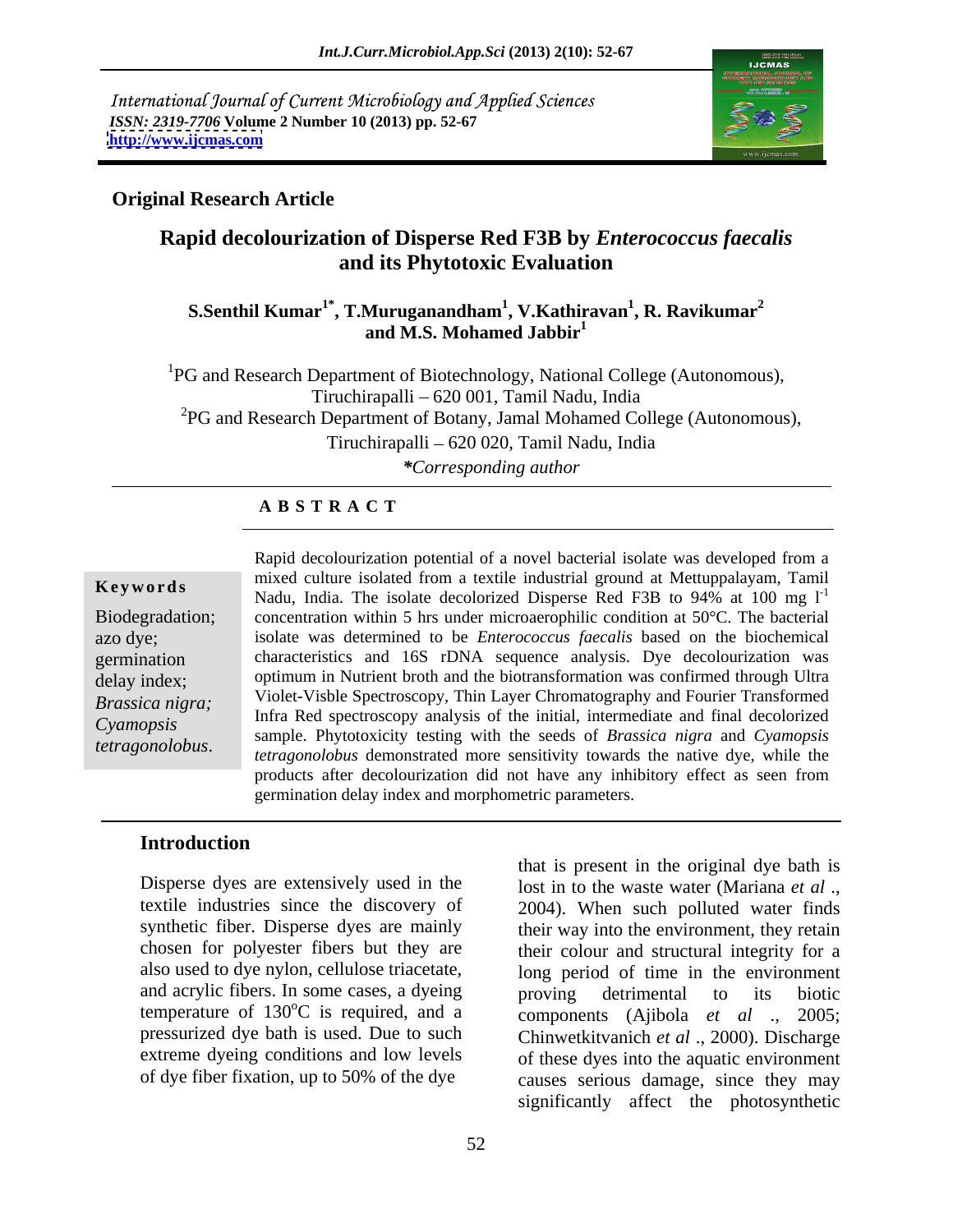International Journal of Current Microbiology and Applied Sciences
*ISSN: 2319-7706* **Volume 2 Number 10 (2013) pp. 52-67**
**http://www.ijcmas.com**

**Original Research Article**

# Rapid decolourization of Disperse Red F3B by *Enterococcus faecalis* and its Phytotoxic Evaluation

**S.Senthil Kumar[1*], T.Muruganandham[1], V.Kathiravan[1], R. Ravikumar[2] and M.S. Mohamed Jabbir[1]**

[1]PG and Research Department of Biotechnology, National College (Autonomous), Tiruchirapalli – 620 001, Tamil Nadu, India

[2]PG and Research Department of Botany, Jamal Mohamed College (Autonomous), Tiruchirapalli – 620 020, Tamil Nadu, India

*\*Corresponding author*

## A B S T R A C T

**Keywords**

Biodegradation; azo dye; germination delay index; *Brassica nigra; Cyamopsis tetragonolobus*.

Rapid decolourization potential of a novel bacterial isolate was developed from a mixed culture isolated from a textile industrial ground at Mettuppalayam, Tamil Nadu, India. The isolate decolorized Disperse Red F3B to 94% at 100 mg $l^{-1}$ concentration within 5 hrs under microaerophilic condition at 50°C. The bacterial isolate was determined to be *Enterococcus faecalis* based on the biochemical characteristics and 16S rDNA sequence analysis. Dye decolourization was optimum in Nutrient broth and the biotransformation was confirmed through Ultra Violet-Visble Spectroscopy, Thin Layer Chromatography and Fourier Transformed Infra Red spectroscopy analysis of the initial, intermediate and final decolorized sample. Phytotoxicity testing with the seeds of *Brassica nigra* and *Cyamopsis tetragonolobus* demonstrated more sensitivity towards the native dye, while the products after decolourization did not have any inhibitory effect as seen from germination delay index and morphometric parameters.

## Introduction

Disperse dyes are extensively used in the textile industries since the discovery of synthetic fiber. Disperse dyes are mainly chosen for polyester fibers but they are also used to dye nylon, cellulose triacetate, and acrylic fibers. In some cases, a dyeing temperature of 130$^{o}$C is required, and a pressurized dye bath is used. Due to such extreme dyeing conditions and low levels of dye fiber fixation, up to 50% of the dye that is present in the original dye bath is lost in to the waste water (Mariana *et al* ., 2004). When such polluted water finds their way into the environment, they retain their colour and structural integrity for a long period of time in the environment proving detrimental to its biotic components (Ajibola *et al* ., 2005; Chinwetkitvanich *et al* ., 2000). Discharge of these dyes into the aquatic environment causes serious damage, since they may significantly affect the photosynthetic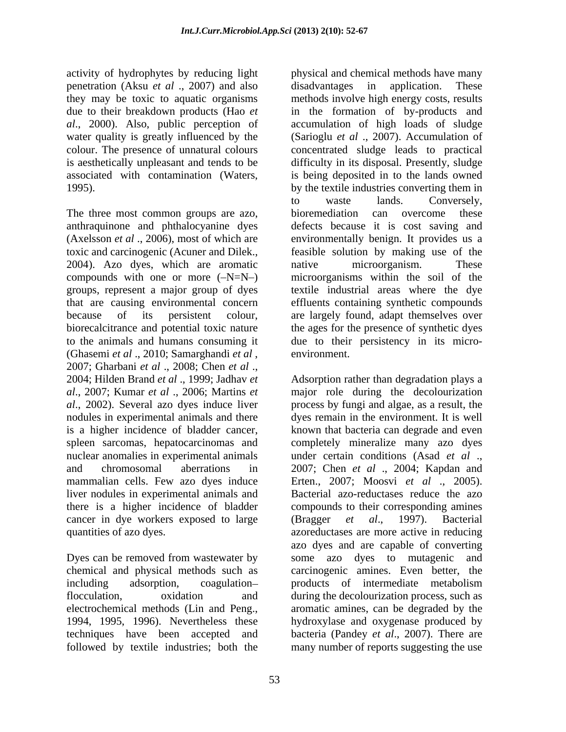activity of hydrophytes by reducing light penetration (Aksu *et al* ., 2007) and also they may be toxic to aquatic organisms due to their breakdown products (Hao *et al*., 2000). Also, public perception of water quality is greatly influenced by the colour. The presence of unnatural colours is aesthetically unpleasant and tends to be associated with contamination (Waters, 1995).

The three most common groups are azo, anthraquinone and phthalocyanine dyes (Axelsson *et al* ., 2006), most of which are toxic and carcinogenic (Acuner and Dilek., 2004). Azo dyes, which are aromatic compounds with one or more (–N=N–) groups, represent a major group of dyes that are causing environmental concern because of its persistent colour, biorecalcitrance and potential toxic nature to the animals and humans consuming it (Ghasemi *et al* ., 2010; Samarghandi *et al* , 2007; Gharbani *et al* ., 2008; Chen *et al* ., 2004; Hilden Brand *et al* ., 1999; Jadhav *et al*., 2007; Kumar *et al* ., 2006; Martins *et al*., 2002). Several azo dyes induce liver nodules in experimental animals and there is a higher incidence of bladder cancer, spleen sarcomas, hepatocarcinomas and nuclear anomalies in experimental animals and chromosomal aberrations in mammalian cells. Few azo dyes induce liver nodules in experimental animals and there is a higher incidence of bladder cancer in dye workers exposed to large quantities of azo dyes.

Dyes can be removed from wastewater by chemical and physical methods such as including adsorption, coagulation–flocculation, oxidation and electrochemical methods (Lin and Peng., 1994, 1995, 1996). Nevertheless these techniques have been accepted and followed by textile industries; both the physical and chemical methods have many disadvantages in application. These methods involve high energy costs, results in the formation of by-products and accumulation of high loads of sludge (Sarioglu *et al* ., 2007). Accumulation of concentrated sludge leads to practical difficulty in its disposal. Presently, sludge is being deposited in to the lands owned by the textile industries converting them in to waste lands. Conversely, bioremediation can overcome these defects because it is cost saving and environmentally benign. It provides us a feasible solution by making use of the native microorganism. These microorganisms within the soil of the textile industrial areas where the dye effluents containing synthetic compounds are largely found, adapt themselves over the ages for the presence of synthetic dyes due to their persistency in its micro-environment.

Adsorption rather than degradation plays a major role during the decolourization process by fungi and algae, as a result, the dyes remain in the environment. It is well known that bacteria can degrade and even completely mineralize many azo dyes under certain conditions (Asad *et al* ., 2007; Chen *et al* ., 2004; Kapdan and Erten., 2007; Moosvi *et al* ., 2005). Bacterial azo-reductases reduce the azo compounds to their corresponding amines (Bragger *et al*., 1997). Bacterial azoreductases are more active in reducing azo dyes and are capable of converting some azo dyes to mutagenic and carcinogenic amines. Even better, the products of intermediate metabolism during the decolourization process, such as aromatic amines, can be degraded by the hydroxylase and oxygenase produced by bacteria (Pandey *et al*., 2007). There are many number of reports suggesting the use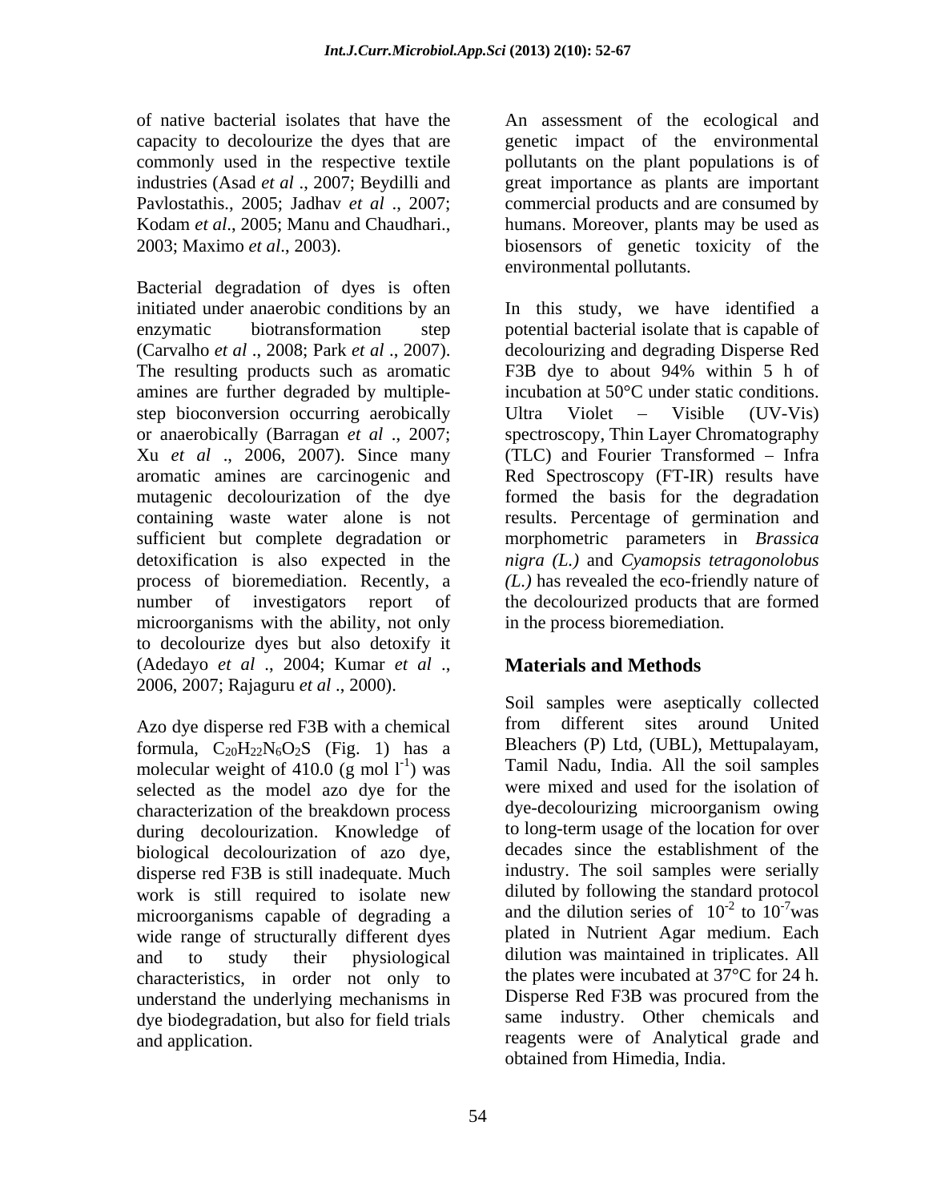of native bacterial isolates that have the capacity to decolourize the dyes that are commonly used in the respective textile industries (Asad *et al* ., 2007; Beydilli and Pavlostathis., 2005; Jadhav *et al* ., 2007; Kodam *et al*., 2005; Manu and Chaudhari., 2003; Maximo *et al*., 2003).

Bacterial degradation of dyes is often initiated under anaerobic conditions by an enzymatic biotransformation step (Carvalho *et al* ., 2008; Park *et al* ., 2007). The resulting products such as aromatic amines are further degraded by multiple-step bioconversion occurring aerobically or anaerobically (Barragan *et al* ., 2007; Xu *et al* ., 2006, 2007). Since many aromatic amines are carcinogenic and mutagenic decolourization of the dye containing waste water alone is not sufficient but complete degradation or detoxification is also expected in the process of bioremediation. Recently, a number of investigators report of microorganisms with the ability, not only to decolourize dyes but also detoxify it (Adedayo *et al* ., 2004; Kumar *et al* ., 2006, 2007; Rajaguru *et al* ., 2000).

Azo dye disperse red F3B with a chemical formula, $C_{20}H_{22}N_6O_2S$ (Fig. 1) has a molecular weight of 410.0 (g mol $l^{-1}$) was selected as the model azo dye for the characterization of the breakdown process during decolourization. Knowledge of biological decolourization of azo dye, disperse red F3B is still inadequate. Much work is still required to isolate new microorganisms capable of degrading a wide range of structurally different dyes and to study their physiological characteristics, in order not only to understand the underlying mechanisms in dye biodegradation, but also for field trials and application.

An assessment of the ecological and genetic impact of the environmental pollutants on the plant populations is of great importance as plants are important commercial products and are consumed by humans. Moreover, plants may be used as biosensors of genetic toxicity of the environmental pollutants.

In this study, we have identified a potential bacterial isolate that is capable of decolourizing and degrading Disperse Red F3B dye to about 94% within 5 h of incubation at 50°C under static conditions. Ultra Violet – Visible (UV-Vis) spectroscopy, Thin Layer Chromatography (TLC) and Fourier Transformed – Infra Red Spectroscopy (FT-IR) results have formed the basis for the degradation results. Percentage of germination and morphometric parameters in *Brassica nigra (L.)* and *Cyamopsis tetragonolobus (L.)* has revealed the eco-friendly nature of the decolourized products that are formed in the process bioremediation.

## Materials and Methods

Soil samples were aseptically collected from different sites around United Bleachers (P) Ltd, (UBL), Mettupalayam, Tamil Nadu, India. All the soil samples were mixed and used for the isolation of dye-decolourizing microorganism owing to long-term usage of the location for over decades since the establishment of the industry. The soil samples were serially diluted by following the standard protocol and the dilution series of $10^{-2}$ to $10^{-7}$was plated in Nutrient Agar medium. Each dilution was maintained in triplicates. All the plates were incubated at 37°C for 24 h. Disperse Red F3B was procured from the same industry. Other chemicals and reagents were of Analytical grade and obtained from Himedia, India.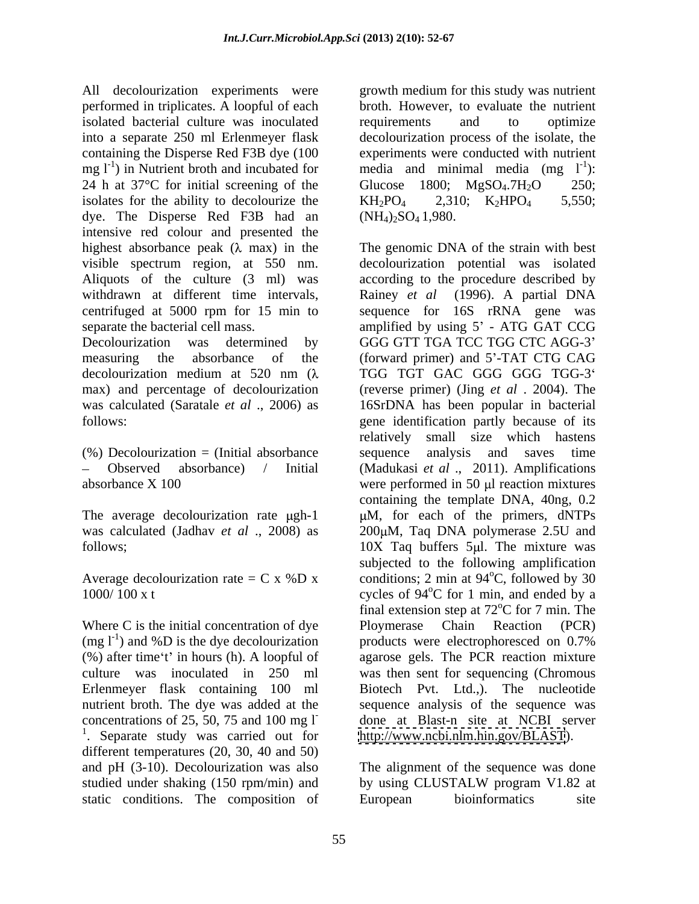All decolourization experiments were performed in triplicates. A loopful of each isolated bacterial culture was inoculated into a separate 250 ml Erlenmeyer flask containing the Disperse Red F3B dye (100 mg $l^{-1}$) in Nutrient broth and incubated for 24 h at 37°C for initial screening of the isolates for the ability to decolourize the dye. The Disperse Red F3B had an intensive red colour and presented the highest absorbance peak (λ max) in the visible spectrum region, at 550 nm. Aliquots of the culture (3 ml) was withdrawn at different time intervals, centrifuged at 5000 rpm for 15 min to separate the bacterial cell mass.

Decolourization was determined by measuring the absorbance of the decolourization medium at 520 nm (λ max) and percentage of decolourization was calculated (Saratale *et al*., 2006) as follows:

(%) Decolourization = (Initial absorbance – Observed absorbance) / Initial absorbance X 100

The average decolourization rate μgh-1 was calculated (Jadhav *et al*., 2008) as follows;

Average decolourization rate = C x %D x 1000/ 100 x t

Where C is the initial concentration of dye (mg $l^{-1}$) and %D is the dye decolourization (%) after time't' in hours (h). A loopful of culture was inoculated in 250 ml Erlenmeyer flask containing 100 ml nutrient broth. The dye was added at the concentrations of 25, 50, 75 and 100 mg $l^{-1}$. Separate study was carried out for different temperatures (20, 30, 40 and 50) and pH (3-10). Decolourization was also studied under shaking (150 rpm/min) and static conditions. The composition of growth medium for this study was nutrient broth. However, to evaluate the nutrient requirements and to optimize decolourization process of the isolate, the experiments were conducted with nutrient media and minimal media (mg $l^{-1}$): Glucose 1800; $MgSO_4.7H_2O$ 250; $KH_2PO_4$ 2,310; $K_2HPO_4$ 5,550; $(NH_4)_2SO_4$ 1,980.

The genomic DNA of the strain with best decolourization potential was isolated according to the procedure described by Rainey *et al* (1996). A partial DNA sequence for 16S rRNA gene was amplified by using 5' - ATG GAT CCG GGG GTT TGA TCC TGG CTC AGG-3' (forward primer) and 5'-TAT CTG CAG TGG TGT GAC GGG GGG TGG-3' (reverse primer) (Jing *et al* . 2004). The 16SrDNA has been popular in bacterial gene identification partly because of its relatively small size which hastens sequence analysis and saves time (Madukasi *et al*., 2011). Amplifications were performed in 50 μl reaction mixtures containing the template DNA, 40ng, 0.2 μM, for each of the primers, dNTPs 200μM, Taq DNA polymerase 2.5U and 10X Taq buffers 5μl. The mixture was subjected to the following amplification conditions; 2 min at 94°C, followed by 30 cycles of 94°C for 1 min, and ended by a final extension step at 72°C for 7 min. The Ploymerase Chain Reaction (PCR) products were electrophoresced on 0.7% agarose gels. The PCR reaction mixture was then sent for sequencing (Chromous Biotech Pvt. Ltd.,). The nucleotide sequence analysis of the sequence was done at Blast-n site at NCBI server http://www.ncbi.nlm.hin.gov/BLAST).

The alignment of the sequence was done by using CLUSTALW program V1.82 at European bioinformatics site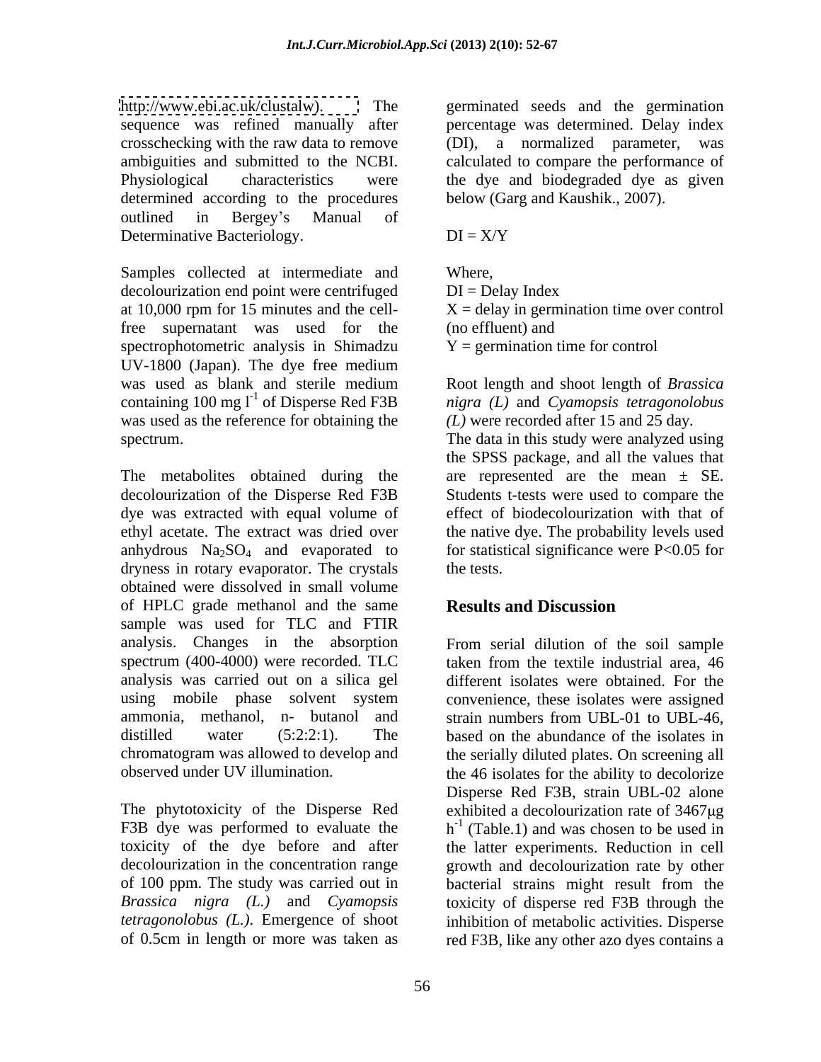http://www.ebi.ac.uk/clustalw). The sequence was refined manually after crosschecking with the raw data to remove ambiguities and submitted to the NCBI. Physiological characteristics were determined according to the procedures outlined in Bergey's Manual of Determinative Bacteriology.

Samples collected at intermediate and decolourization end point were centrifuged at 10,000 rpm for 15 minutes and the cell-free supernatant was used for the spectrophotometric analysis in Shimadzu UV-1800 (Japan). The dye free medium was used as blank and sterile medium containing 100 mg $l^{-1}$ of Disperse Red F3B was used as the reference for obtaining the spectrum.

The metabolites obtained during the decolourization of the Disperse Red F3B dye was extracted with equal volume of ethyl acetate. The extract was dried over anhydrous $Na_2SO_4$ and evaporated to dryness in rotary evaporator. The crystals obtained were dissolved in small volume of HPLC grade methanol and the same sample was used for TLC and FTIR analysis. Changes in the absorption spectrum (400-4000) were recorded. TLC analysis was carried out on a silica gel using mobile phase solvent system ammonia, methanol, n- butanol and distilled water (5:2:2:1). The chromatogram was allowed to develop and observed under UV illumination.

The phytotoxicity of the Disperse Red F3B dye was performed to evaluate the toxicity of the dye before and after decolourization in the concentration range of 100 ppm. The study was carried out in *Brassica nigra (L.)* and *Cyamopsis tetragonolobus (L.)*. Emergence of shoot of 0.5cm in length or more was taken as germinated seeds and the germination percentage was determined. Delay index (DI), a normalized parameter, was calculated to compare the performance of the dye and biodegraded dye as given below (Garg and Kaushik., 2007).

$$DI = X/Y$$

Where,
DI = Delay Index
X = delay in germination time over control (no effluent) and
Y = germination time for control

Root length and shoot length of *Brassica nigra (L)* and *Cyamopsis tetragonolobus (L)* were recorded after 15 and 25 day.
The data in this study were analyzed using the SPSS package, and all the values that are represented are the mean ± SE. Students t-tests were used to compare the effect of biodecolourization with that of the native dye. The probability levels used for statistical significance were $P<0.05$ for the tests.

## Results and Discussion

From serial dilution of the soil sample taken from the textile industrial area, 46 different isolates were obtained. For the convenience, these isolates were assigned strain numbers from UBL-01 to UBL-46, based on the abundance of the isolates in the serially diluted plates. On screening all the 46 isolates for the ability to decolorize Disperse Red F3B, strain UBL-02 alone exhibited a decolourization rate of 3467μg $h^{-1}$ (Table.1) and was chosen to be used in the latter experiments. Reduction in cell growth and decolourization rate by other bacterial strains might result from the toxicity of disperse red F3B through the inhibition of metabolic activities. Disperse red F3B, like any other azo dyes contains a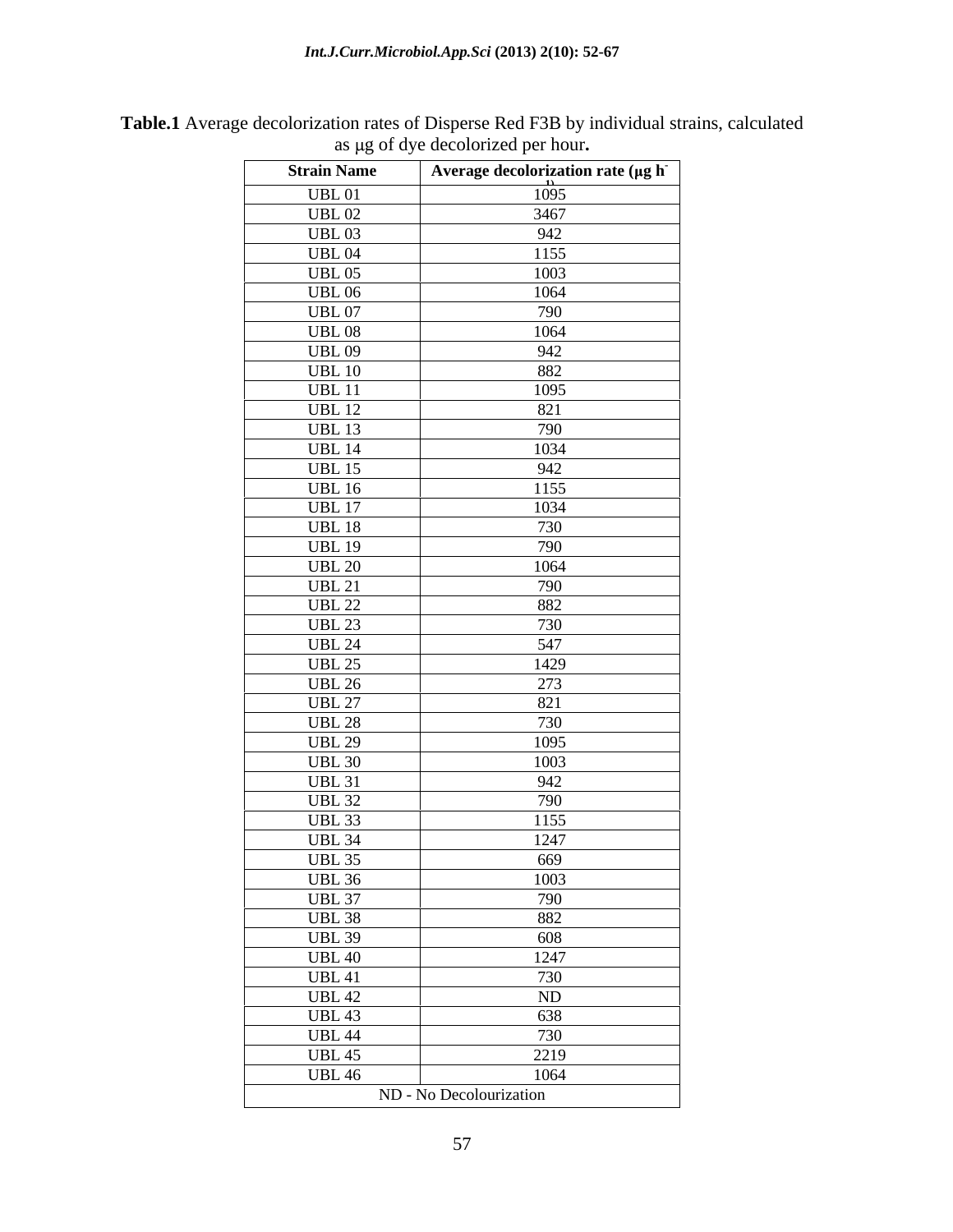**Table.1** Average decolorization rates of Disperse Red F3B by individual strains, calculated as μg of dye decolorized per hour**.**

| Strain Name | Average decolorization rate (μg $h^{-1}$) |
|---|---|
| UBL 01 | 1095 |
| UBL 02 | 3467 |
| UBL 03 | 942 |
| UBL 04 | 1155 |
| UBL 05 | 1003 |
| UBL 06 | 1064 |
| UBL 07 | 790 |
| UBL 08 | 1064 |
| UBL 09 | 942 |
| UBL 10 | 882 |
| UBL 11 | 1095 |
| UBL 12 | 821 |
| UBL 13 | 790 |
| UBL 14 | 1034 |
| UBL 15 | 942 |
| UBL 16 | 1155 |
| UBL 17 | 1034 |
| UBL 18 | 730 |
| UBL 19 | 790 |
| UBL 20 | 1064 |
| UBL 21 | 790 |
| UBL 22 | 882 |
| UBL 23 | 730 |
| UBL 24 | 547 |
| UBL 25 | 1429 |
| UBL 26 | 273 |
| UBL 27 | 821 |
| UBL 28 | 730 |
| UBL 29 | 1095 |
| UBL 30 | 1003 |
| UBL 31 | 942 |
| UBL 32 | 790 |
| UBL 33 | 1155 |
| UBL 34 | 1247 |
| UBL 35 | 669 |
| UBL 36 | 1003 |
| UBL 37 | 790 |
| UBL 38 | 882 |
| UBL 39 | 608 |
| UBL 40 | 1247 |
| UBL 41 | 730 |
| UBL 42 | ND |
| UBL 43 | 638 |
| UBL 44 | 730 |
| UBL 45 | 2219 |
| UBL 46 | 1064 |
| ND - No Decolourization | |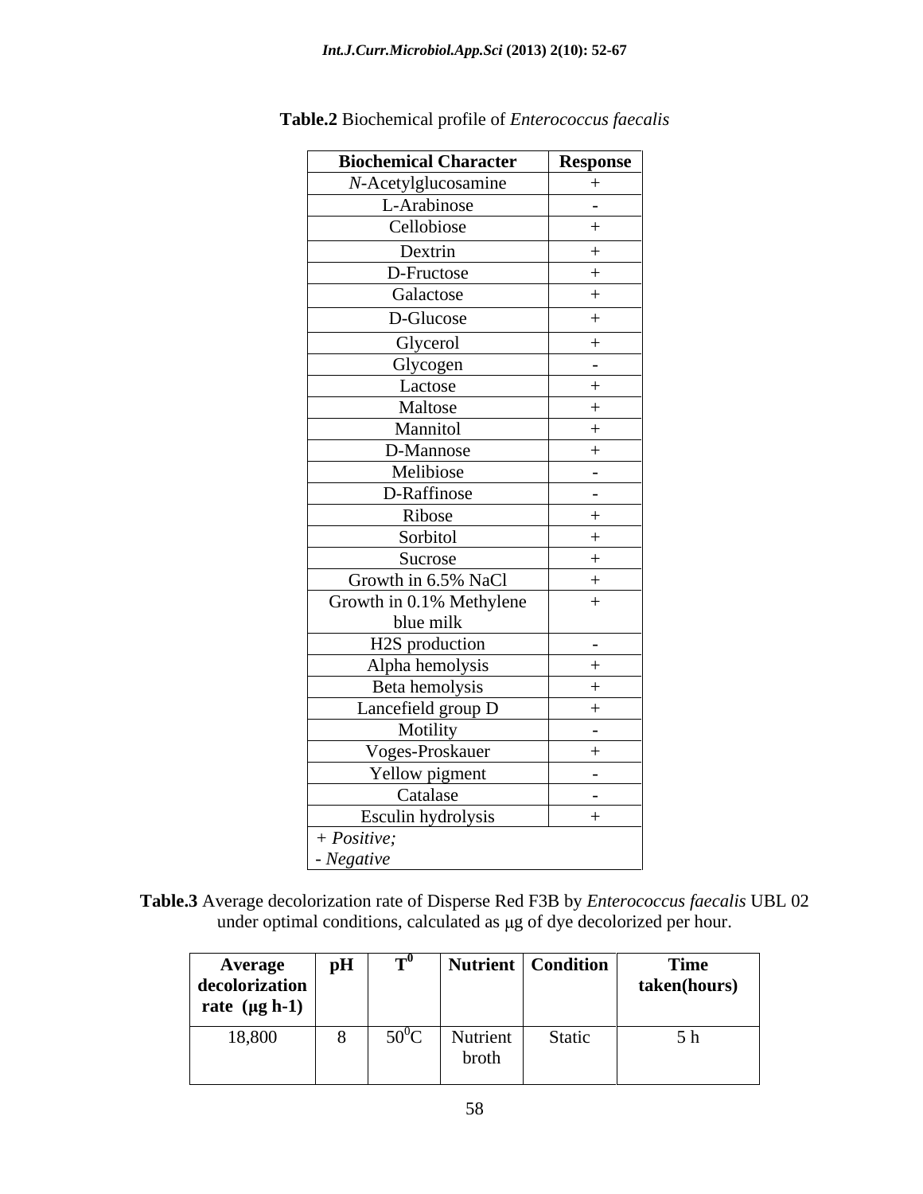**Table.2** Biochemical profile of *Enterococcus faecalis*

| Biochemical Character | Response |
|---|---|
| *N*-Acetylglucosamine | + |
| L-Arabinose | - |
| Cellobiose | + |
| Dextrin | + |
| D-Fructose | + |
| Galactose | + |
| D-Glucose | + |
| Glycerol | + |
| Glycogen | - |
| Lactose | + |
| Maltose | + |
| Mannitol | + |
| D-Mannose | + |
| Melibiose | - |
| D-Raffinose | - |
| Ribose | + |
| Sorbitol | + |
| Sucrose | + |
| Growth in 6.5% NaCl | + |
| Growth in 0.1% Methylene blue milk | + |
| H2S production | - |
| Alpha hemolysis | + |
| Beta hemolysis | + |
| Lancefield group D | + |
| Motility | - |
| Voges-Proskauer | + |
| Yellow pigment | - |
| Catalase | - |
| Esculin hydrolysis | + |

*+ Positive;*
*- Negative*

**Table.3** Average decolorization rate of Disperse Red F3B by *Enterococcus faecalis* UBL 02 under optimal conditions, calculated as μg of dye decolorized per hour.

| Average decolorization rate (μg h-1) | pH | $T^0$ | Nutrient | Condition | Time taken(hours) |
|---|---|---|---|---|---|
| 18,800 | 8 | $50^0C$ | Nutrient broth | Static | 5 h |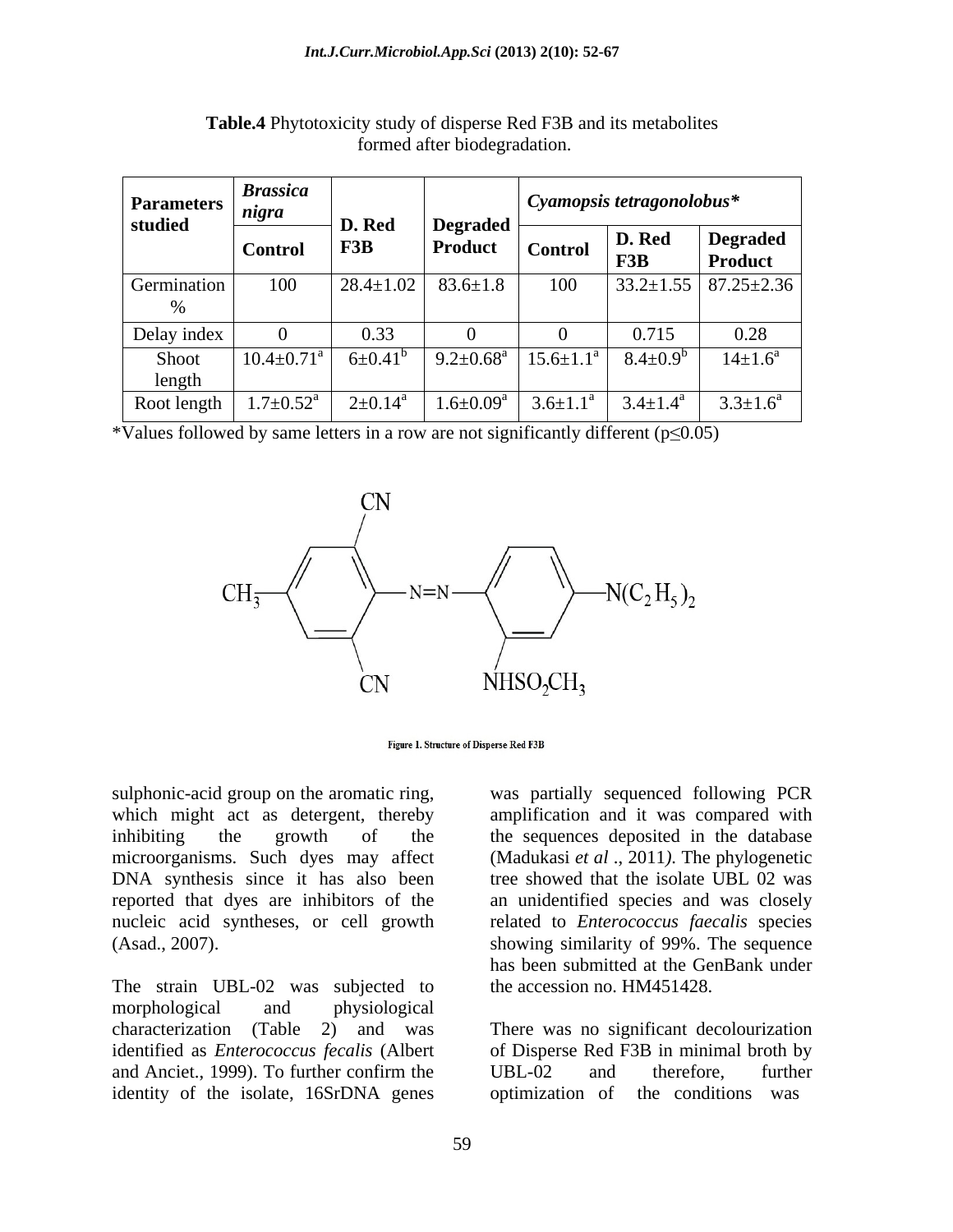**Table.4** Phytotoxicity study of disperse Red F3B and its metabolites formed after biodegradation.

| Parameters studied | *Brassica nigra* | | | *Cyamopsis tetragonolobus** | | |
|---|---|---|---|---|---|---|
| | Control | D. Red F3B | Degraded Product | Control | D. Red F3B | Degraded Product |
| Germination % | 100 | 28.4±1.02 | 83.6±1.8 | 100 | 33.2±1.55 | 87.25±2.36 |
| Delay index | 0 | 0.33 | 0 | 0 | 0.715 | 0.28 |
| Shoot length | 10.4±0.71[a] | 6±0.41[b] | 9.2±0.68[a] | 15.6±1.1[a] | 8.4±0.9[b] | 14±1.6[a] |
| Root length | 1.7±0.52[a] | 2±0.14[a] | 1.6±0.09[a] | 3.6±1.1[a] | 3.4±1.4[a] | 3.3±1.6[a] |

*Values followed by same letters in a row are not significantly different ($p \leq 0.05$)

Figure 1. Structure of Disperse Red F3B

sulphonic-acid group on the aromatic ring, which might act as detergent, thereby inhibiting the growth of the microorganisms. Such dyes may affect DNA synthesis since it has also been reported that dyes are inhibitors of the nucleic acid syntheses, or cell growth (Asad., 2007).

The strain UBL-02 was subjected to morphological and physiological characterization (Table 2) and was identified as *Enterococcus fecalis* (Albert and Anciet., 1999). To further confirm the identity of the isolate, 16SrDNA genes was partially sequenced following PCR amplification and it was compared with the sequences deposited in the database (Madukasi *et al* ., 2011*)*. The phylogenetic tree showed that the isolate UBL 02 was an unidentified species and was closely related to *Enterococcus faecalis* species showing similarity of 99%. The sequence has been submitted at the GenBank under the accession no. HM451428.

There was no significant decolourization of Disperse Red F3B in minimal broth by UBL-02 and therefore, further optimization of the conditions was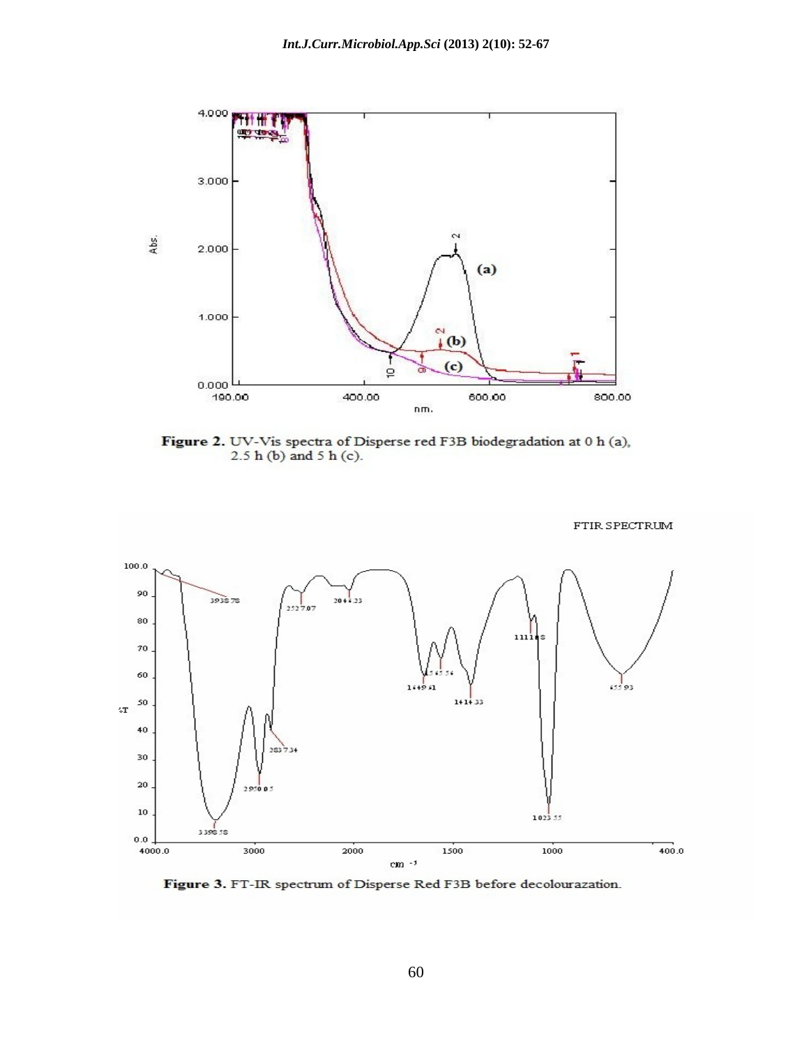Figure 2. UV-Vis spectra of Disperse red F3B biodegradation at 0 h (a), 2.5 h (b) and 5 h (c).

Figure 3. FT-IR spectrum of Disperse Red F3B before decolourazation.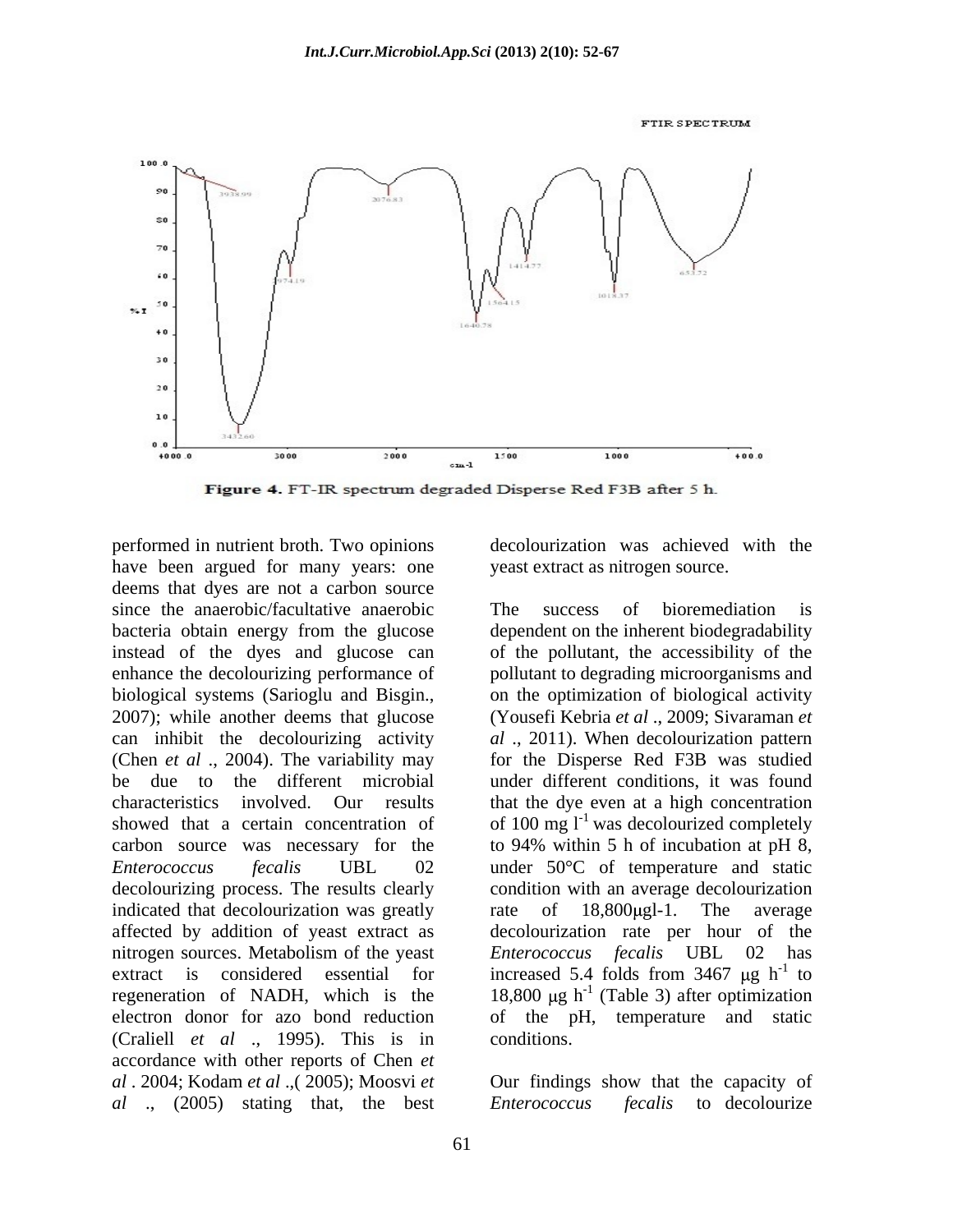Figure 4. FT-IR spectrum degraded Disperse Red F3B after 5 h.

performed in nutrient broth. Two opinions have been argued for many years: one deems that dyes are not a carbon source since the anaerobic/facultative anaerobic bacteria obtain energy from the glucose instead of the dyes and glucose can enhance the decolourizing performance of biological systems (Sarioglu and Bisgin., 2007); while another deems that glucose can inhibit the decolourizing activity (Chen *et al* ., 2004). The variability may be due to the different microbial characteristics involved. Our results showed that a certain concentration of carbon source was necessary for the *Enterococcus fecalis* UBL 02 decolourizing process. The results clearly indicated that decolourization was greatly affected by addition of yeast extract as nitrogen sources. Metabolism of the yeast extract is considered essential for regeneration of NADH, which is the electron donor for azo bond reduction (Craliell *et al* ., 1995). This is in accordance with other reports of Chen *et al* . 2004; Kodam *et al* .,( 2005); Moosvi *et al* ., (2005) stating that, the best decolourization was achieved with the yeast extract as nitrogen source.

The success of bioremediation is dependent on the inherent biodegradability of the pollutant, the accessibility of the pollutant to degrading microorganisms and on the optimization of biological activity (Yousefi Kebria *et al* ., 2009; Sivaraman *et al* ., 2011). When decolourization pattern for the Disperse Red F3B was studied under different conditions, it was found that the dye even at a high concentration of 100 mg $l^{-1}$ was decolourized completely to 94% within 5 h of incubation at pH 8, under 50°C of temperature and static condition with an average decolourization rate of 18,800μgl-1. The average decolourization rate per hour of the *Enterococcus fecalis* UBL 02 has increased 5.4 folds from 3467 μg $h^{-1}$ to 18,800 μg $h^{-1}$ (Table 3) after optimization of the pH, temperature and static conditions.

Our findings show that the capacity of *Enterococcus fecalis* to decolourize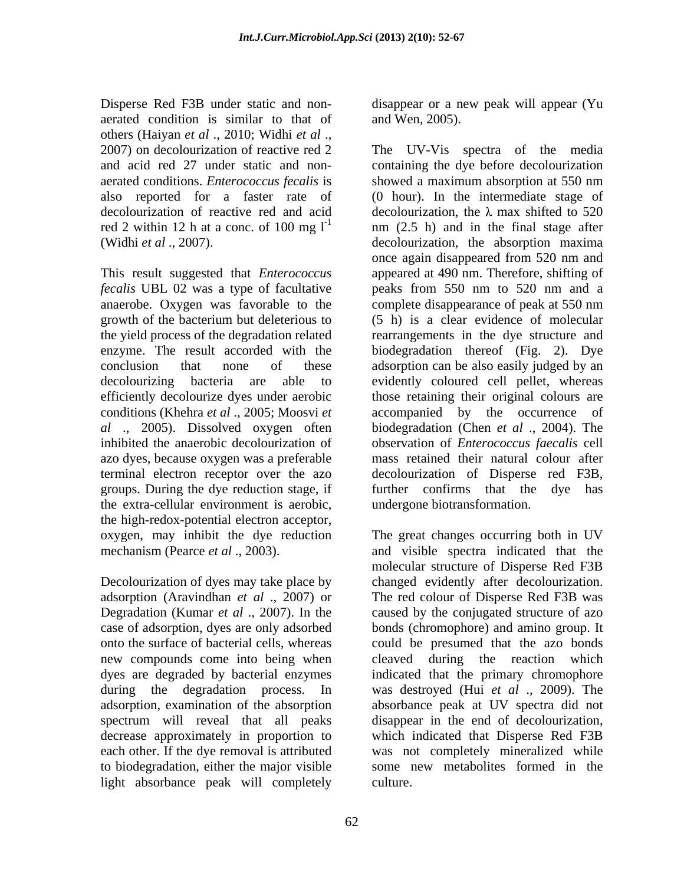Disperse Red F3B under static and non-aerated condition is similar to that of others (Haiyan *et al*., 2010; Widhi *et al*., 2007) on decolourization of reactive red 2 and acid red 27 under static and non-aerated conditions. *Enterococcus fecalis* is also reported for a faster rate of decolourization of reactive red and acid red 2 within 12 h at a conc. of 100 mg $l^{-1}$ (Widhi *et al*., 2007).

This result suggested that *Enterococcus fecalis* UBL 02 was a type of facultative anaerobe. Oxygen was favorable to the growth of the bacterium but deleterious to the yield process of the degradation related enzyme. The result accorded with the conclusion that none of these decolourizing bacteria are able to efficiently decolourize dyes under aerobic conditions (Khehra *et al*., 2005; Moosvi *et al*., 2005). Dissolved oxygen often inhibited the anaerobic decolourization of azo dyes, because oxygen was a preferable terminal electron receptor over the azo groups. During the dye reduction stage, if the extra-cellular environment is aerobic, the high-redox-potential electron acceptor, oxygen, may inhibit the dye reduction mechanism (Pearce *et al*., 2003).

Decolourization of dyes may take place by adsorption (Aravindhan *et al*., 2007) or Degradation (Kumar *et al*., 2007). In the case of adsorption, dyes are only adsorbed onto the surface of bacterial cells, whereas new compounds come into being when dyes are degraded by bacterial enzymes during the degradation process. In adsorption, examination of the absorption spectrum will reveal that all peaks decrease approximately in proportion to each other. If the dye removal is attributed to biodegradation, either the major visible light absorbance peak will completely disappear or a new peak will appear (Yu and Wen, 2005).

The UV-Vis spectra of the media containing the dye before decolourization showed a maximum absorption at 550 nm (0 hour). In the intermediate stage of decolourization, the $\lambda$ max shifted to 520 nm (2.5 h) and in the final stage after decolourization, the absorption maxima once again disappeared from 520 nm and appeared at 490 nm. Therefore, shifting of peaks from 550 nm to 520 nm and a complete disappearance of peak at 550 nm (5 h) is a clear evidence of molecular rearrangements in the dye structure and biodegradation thereof (Fig. 2). Dye adsorption can be also easily judged by an evidently coloured cell pellet, whereas those retaining their original colours are accompanied by the occurrence of biodegradation (Chen *et al*., 2004). The observation of *Enterococcus faecalis* cell mass retained their natural colour after decolourization of Disperse red F3B, further confirms that the dye has undergone biotransformation.

The great changes occurring both in UV and visible spectra indicated that the molecular structure of Disperse Red F3B changed evidently after decolourization. The red colour of Disperse Red F3B was caused by the conjugated structure of azo bonds (chromophore) and amino group. It could be presumed that the azo bonds cleaved during the reaction which indicated that the primary chromophore was destroyed (Hui *et al*., 2009). The absorbance peak at UV spectra did not disappear in the end of decolourization, which indicated that Disperse Red F3B was not completely mineralized while some new metabolites formed in the culture.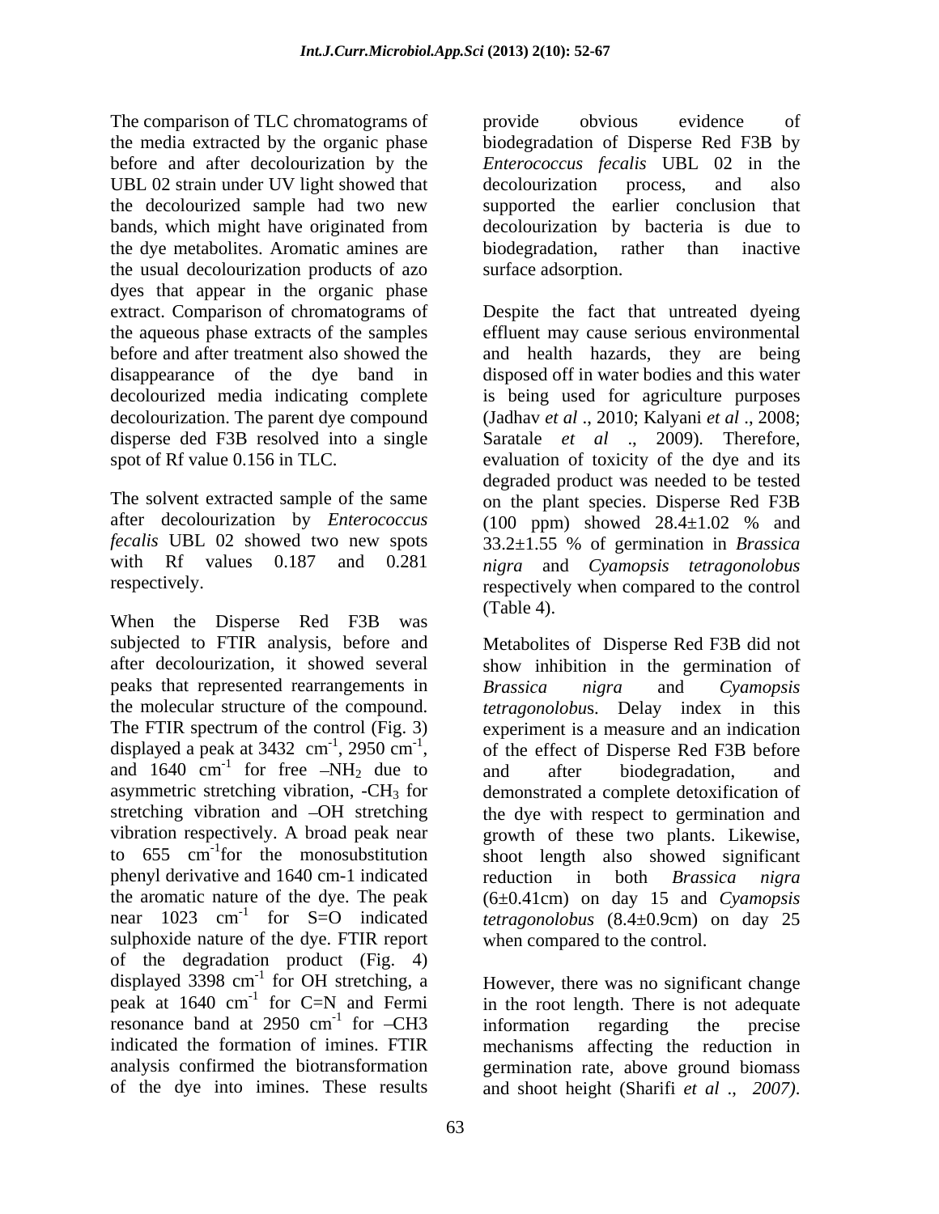The comparison of TLC chromatograms of the media extracted by the organic phase before and after decolourization by the UBL 02 strain under UV light showed that the decolourized sample had two new bands, which might have originated from the dye metabolites. Aromatic amines are the usual decolourization products of azo dyes that appear in the organic phase extract. Comparison of chromatograms of the aqueous phase extracts of the samples before and after treatment also showed the disappearance of the dye band in decolourized media indicating complete decolourization. The parent dye compound disperse ded F3B resolved into a single spot of Rf value 0.156 in TLC.

The solvent extracted sample of the same after decolourization by *Enterococcus fecalis* UBL 02 showed two new spots with Rf values 0.187 and 0.281 respectively.

When the Disperse Red F3B was subjected to FTIR analysis, before and after decolourization, it showed several peaks that represented rearrangements in the molecular structure of the compound. The FTIR spectrum of the control (Fig. 3) displayed a peak at 3432 $cm^{-1}$, 2950 $cm^{-1}$, and 1640 $cm^{-1}$ for free –$NH_2$ due to asymmetric stretching vibration, -$CH_3$ for stretching vibration and –OH stretching vibration respectively. A broad peak near to 655 $cm^{-1}$for the monosubstitution phenyl derivative and 1640 cm-1 indicated the aromatic nature of the dye. The peak near 1023 $cm^{-1}$ for S=O indicated sulphoxide nature of the dye. FTIR report of the degradation product (Fig. 4) displayed 3398 $cm^{-1}$ for OH stretching, a peak at 1640 $cm^{-1}$ for C=N and Fermi resonance band at 2950 $cm^{-1}$ for –CH3 indicated the formation of imines. FTIR analysis confirmed the biotransformation of the dye into imines. These results provide obvious evidence of biodegradation of Disperse Red F3B by *Enterococcus fecalis* UBL 02 in the decolourization process, and also supported the earlier conclusion that decolourization by bacteria is due to biodegradation, rather than inactive surface adsorption.

Despite the fact that untreated dyeing effluent may cause serious environmental and health hazards, they are being disposed off in water bodies and this water is being used for agriculture purposes (Jadhav *et al* ., 2010; Kalyani *et al* ., 2008; Saratale *et al* ., 2009). Therefore, evaluation of toxicity of the dye and its degraded product was needed to be tested on the plant species. Disperse Red F3B (100 ppm) showed 28.4±1.02 % and 33.2±1.55 % of germination in *Brassica nigra* and *Cyamopsis tetragonolobus* respectively when compared to the control (Table 4).

Metabolites of Disperse Red F3B did not show inhibition in the germination of *Brassica nigra* and *Cyamopsis tetragonolobus*. Delay index in this experiment is a measure and an indication of the effect of Disperse Red F3B before and after biodegradation, and demonstrated a complete detoxification of the dye with respect to germination and growth of these two plants. Likewise, shoot length also showed significant reduction in both *Brassica nigra* (6±0.41cm) on day 15 and *Cyamopsis tetragonolobus* (8.4±0.9cm) on day 25 when compared to the control.

However, there was no significant change in the root length. There is not adequate information regarding the precise mechanisms affecting the reduction in germination rate, above ground biomass and shoot height (Sharifi *et al* ., *2007)*.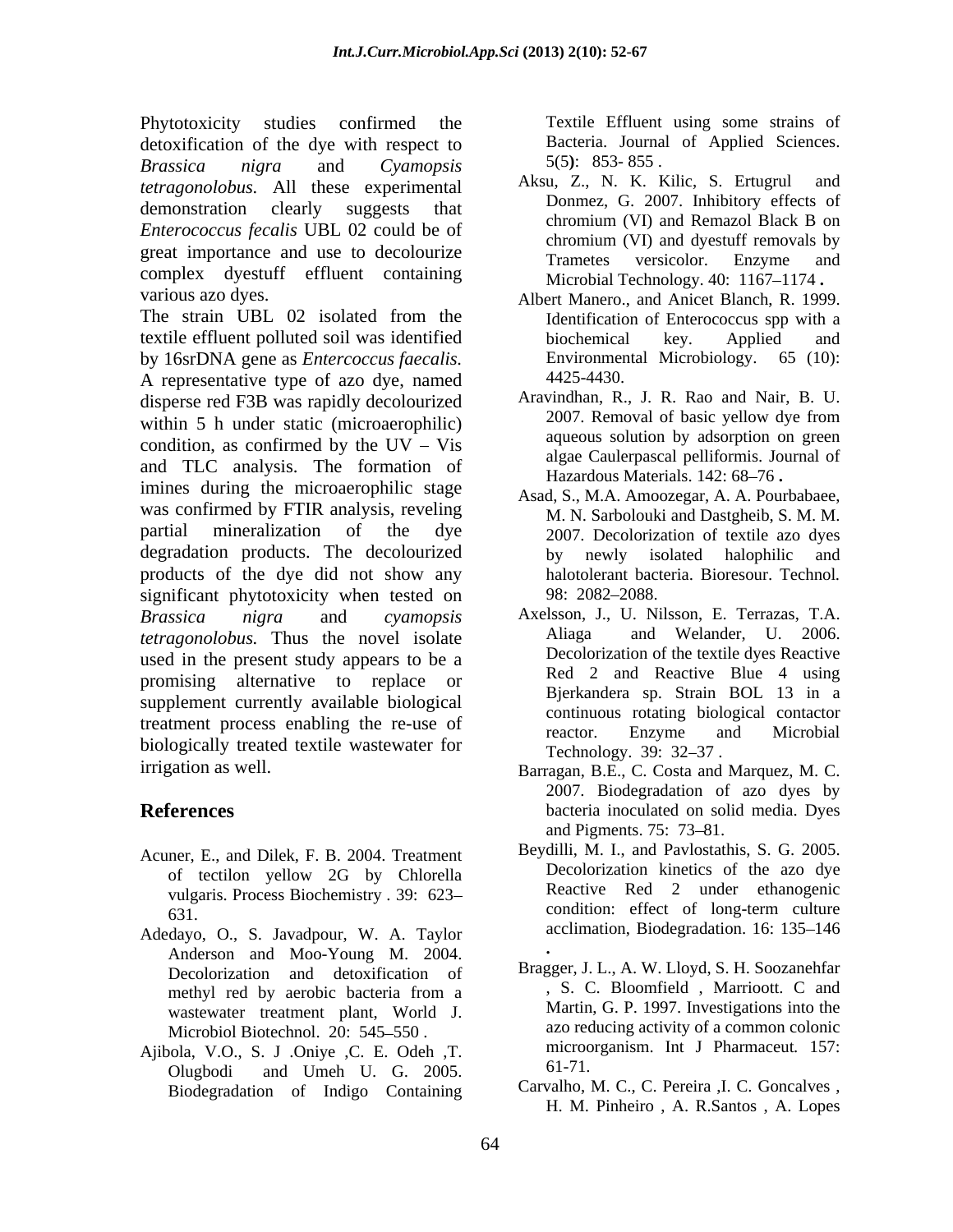Phytotoxicity studies confirmed the detoxification of the dye with respect to *Brassica nigra* and *Cyamopsis tetragonolobus.* All these experimental demonstration clearly suggests that *Enterococcus fecalis* UBL 02 could be of great importance and use to decolourize complex dyestuff effluent containing various azo dyes.

The strain UBL 02 isolated from the textile effluent polluted soil was identified by 16srDNA gene as *Entercoccus faecalis.* A representative type of azo dye, named disperse red F3B was rapidly decolourized within 5 h under static (microaerophilic) condition, as confirmed by the UV – Vis and TLC analysis. The formation of imines during the microaerophilic stage was confirmed by FTIR analysis, reveling partial mineralization of the dye degradation products. The decolourized products of the dye did not show any significant phytotoxicity when tested on *Brassica nigra* and *cyamopsis tetragonolobus.* Thus the novel isolate used in the present study appears to be a promising alternative to replace or supplement currently available biological treatment process enabling the re-use of biologically treated textile wastewater for irrigation as well.

## References

Acuner, E., and Dilek, F. B. 2004. Treatment of tectilon yellow 2G by Chlorella vulgaris. Process Biochemistry . 39: 623–631.

Adedayo, O., S. Javadpour, W. A. Taylor Anderson and Moo-Young M. 2004. Decolorization and detoxification of methyl red by aerobic bacteria from a wastewater treatment plant, World J. Microbiol Biotechnol. 20: 545–550 .

Ajibola, V.O., S. J .Oniye ,C. E. Odeh ,T. Olugbodi and Umeh U. G. 2005. Biodegradation of Indigo Containing Textile Effluent using some strains of Bacteria. Journal of Applied Sciences. 5(5): 853- 855 .

Aksu, Z., N. K. Kilic, S. Ertugrul and Donmez, G. 2007. Inhibitory effects of chromium (VI) and Remazol Black B on chromium (VI) and dyestuff removals by Trametes versicolor. Enzyme and Microbial Technology. 40: 1167–1174 **.**

Albert Manero., and Anicet Blanch, R. 1999. Identification of Enterococcus spp with a biochemical key. Applied and Environmental Microbiology. 65 (10): 4425-4430.

Aravindhan, R., J. R. Rao and Nair, B. U. 2007. Removal of basic yellow dye from aqueous solution by adsorption on green algae Caulerpascal pelliformis. Journal of Hazardous Materials. 142: 68–76 **.**

Asad, S., M.A. Amoozegar, A. A. Pourbabaee, M. N. Sarbolouki and Dastgheib, S. M. M. 2007. Decolorization of textile azo dyes by newly isolated halophilic and halotolerant bacteria. Bioresour. Technol. 98: 2082–2088.

Axelsson, J., U. Nilsson, E. Terrazas, T.A. Aliaga and Welander, U. 2006. Decolorization of the textile dyes Reactive Red 2 and Reactive Blue 4 using Bjerkandera sp. Strain BOL 13 in a continuous rotating biological contactor reactor. Enzyme and Microbial Technology. 39: 32–37 .

Barragan, B.E., C. Costa and Marquez, M. C. 2007. Biodegradation of azo dyes by bacteria inoculated on solid media. Dyes and Pigments. 75: 73–81.

Beydilli, M. I., and Pavlostathis, S. G. 2005. Decolorization kinetics of the azo dye Reactive Red 2 under ethanogenic condition: effect of long-term culture acclimation, Biodegradation. 16: 135–146 .

Bragger, J. L., A. W. Lloyd, S. H. Soozanehfar , S. C. Bloomfield , Marrioott. C and Martin, G. P. 1997. Investigations into the azo reducing activity of a common colonic microorganism. Int J Pharmaceut. 157: 61-71.

Carvalho, M. C., C. Pereira ,I. C. Goncalves , H. M. Pinheiro , A. R.Santos , A. Lopes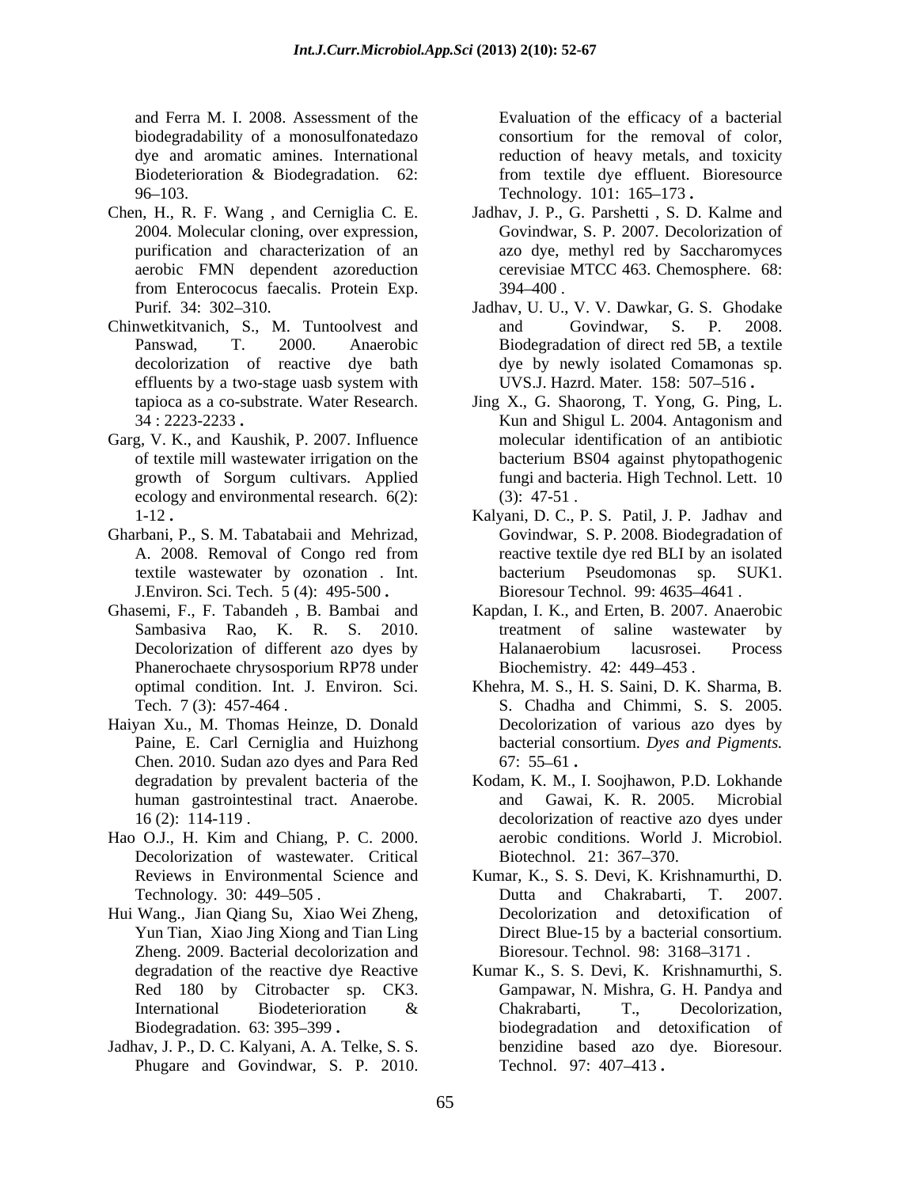and Ferra M. I. 2008. Assessment of the biodegradability of a monosulfonatedazo dye and aromatic amines. International Biodeterioration & Biodegradation. 62: 96–103.

Chen, H., R. F. Wang , and Cerniglia C. E. 2004. Molecular cloning, over expression, purification and characterization of an aerobic FMN dependent azoreduction from Enterococus faecalis. Protein Exp. Purif. 34: 302–310.

Chinwetkitvanich, S., M. Tuntoolvest and Panswad, T. 2000. Anaerobic decolorization of reactive dye bath effluents by a two-stage uasb system with tapioca as a co-substrate. Water Research. 34 : 2223-2233 **.**

Garg, V. K., and Kaushik, P. 2007. Influence of textile mill wastewater irrigation on the growth of Sorgum cultivars. Applied ecology and environmental research. 6(2): 1-12 **.**

Gharbani, P., S. M. Tabatabaii and Mehrizad, A. 2008. Removal of Congo red from textile wastewater by ozonation . Int. J.Environ. Sci. Tech. 5 (4): 495-500 **.**

Ghasemi, F., F. Tabandeh , B. Bambai and Sambasiva Rao, K. R. S. 2010. Decolorization of different azo dyes by Phanerochaete chrysosporium RP78 under optimal condition. Int. J. Environ. Sci. Tech. 7 (3): 457-464 .

Haiyan Xu., M. Thomas Heinze, D. Donald Paine, E. Carl Cerniglia and Huizhong Chen. 2010. Sudan azo dyes and Para Red degradation by prevalent bacteria of the human gastrointestinal tract. Anaerobe. 16 (2): 114-119 .

Hao O.J., H. Kim and Chiang, P. C. 2000. Decolorization of wastewater. Critical Reviews in Environmental Science and Technology. 30: 449–505 .

Hui Wang., Jian Qiang Su, Xiao Wei Zheng, Yun Tian, Xiao Jing Xiong and Tian Ling Zheng. 2009. Bacterial decolorization and degradation of the reactive dye Reactive Red 180 by Citrobacter sp. CK3. International Biodeterioration & Biodegradation. 63: 395–399 **.**

Jadhav, J. P., D. C. Kalyani, A. A. Telke, S. S. Phugare and Govindwar, S. P. 2010. Evaluation of the efficacy of a bacterial consortium for the removal of color, reduction of heavy metals, and toxicity from textile dye effluent. Bioresource Technology. 101: 165–173 **.**

Jadhav, J. P., G. Parshetti , S. D. Kalme and Govindwar, S. P. 2007. Decolorization of azo dye, methyl red by Saccharomyces cerevisiae MTCC 463. Chemosphere. 68: 394–400 .

Jadhav, U. U., V. V. Dawkar, G. S. Ghodake and Govindwar, S. P. 2008. Biodegradation of direct red 5B, a textile dye by newly isolated Comamonas sp. UVS.J. Hazrd. Mater. 158: 507–516 **.**

Jing X., G. Shaorong, T. Yong, G. Ping, L. Kun and Shigul L. 2004. Antagonism and molecular identification of an antibiotic bacterium BS04 against phytopathogenic fungi and bacteria. High Technol. Lett. 10 (3): 47-51 .

Kalyani, D. C., P. S. Patil, J. P. Jadhav and Govindwar, S. P. 2008. Biodegradation of reactive textile dye red BLI by an isolated bacterium Pseudomonas sp. SUK1. Bioresour Technol. 99: 4635–4641 .

Kapdan, I. K., and Erten, B. 2007. Anaerobic treatment of saline wastewater by Halanaerobium lacusrosei. Process Biochemistry. 42: 449–453 .

Khehra, M. S., H. S. Saini, D. K. Sharma, B. S. Chadha and Chimmi, S. S. 2005. Decolorization of various azo dyes by bacterial consortium. *Dyes and Pigments.* 67: 55–61 **.**

Kodam, K. M., I. Soojhawon, P.D. Lokhande and Gawai, K. R. 2005. Microbial decolorization of reactive azo dyes under aerobic conditions. World J. Microbiol. Biotechnol. 21: 367–370.

Kumar, K., S. S. Devi, K. Krishnamurthi, D. Dutta and Chakrabarti, T. 2007. Decolorization and detoxification of Direct Blue-15 by a bacterial consortium. Bioresour. Technol. 98: 3168–3171 .

Kumar K., S. S. Devi, K. Krishnamurthi, S. Gampawar, N. Mishra, G. H. Pandya and Chakrabarti, T., Decolorization, biodegradation and detoxification of benzidine based azo dye. Bioresour. Technol. 97: 407–413 **.**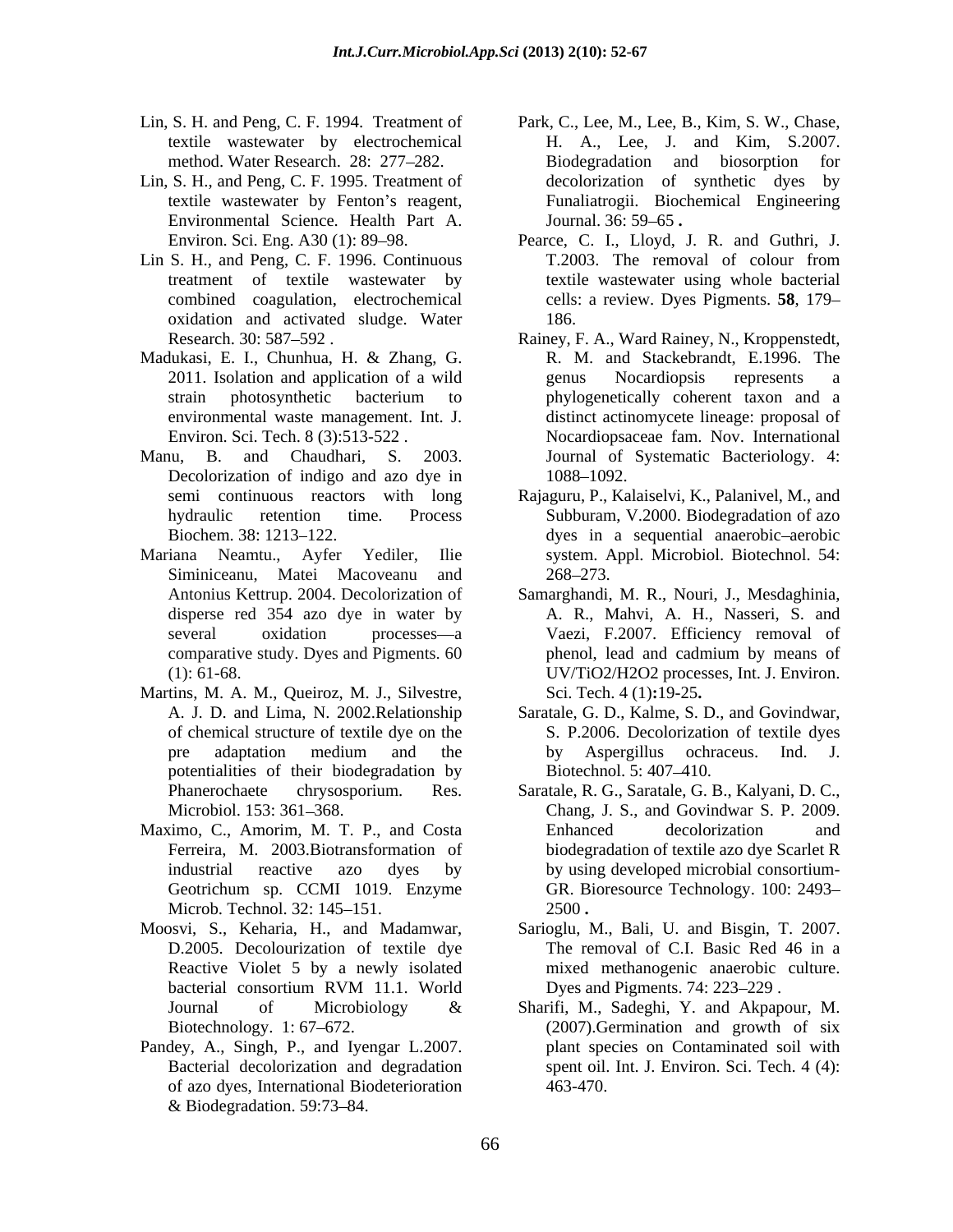Lin, S. H. and Peng, C. F. 1994. Treatment of textile wastewater by electrochemical method. Water Research. 28: 277–282.

Lin, S. H., and Peng, C. F. 1995. Treatment of textile wastewater by Fenton's reagent, Environmental Science. Health Part A. Environ. Sci. Eng. A30 (1): 89–98.

Lin S. H., and Peng, C. F. 1996. Continuous treatment of textile wastewater by combined coagulation, electrochemical oxidation and activated sludge. Water Research. 30: 587–592 .

Madukasi, E. I., Chunhua, H. & Zhang, G. 2011. Isolation and application of a wild strain photosynthetic bacterium to environmental waste management. Int. J. Environ. Sci. Tech. 8 (3):513-522 .

Manu, B. and Chaudhari, S. 2003. Decolorization of indigo and azo dye in semi continuous reactors with long hydraulic retention time. Process Biochem. 38: 1213–122.

Mariana Neamtu., Ayfer Yediler, Ilie Siminiceanu, Matei Macoveanu and Antonius Kettrup. 2004. Decolorization of disperse red 354 azo dye in water by several oxidation processes—a comparative study. Dyes and Pigments. 60 (1): 61-68.

Martins, M. A. M., Queiroz, M. J., Silvestre, A. J. D. and Lima, N. 2002.Relationship of chemical structure of textile dye on the pre adaptation medium and the potentialities of their biodegradation by Phanerochaete chrysosporium. Res. Microbiol. 153: 361–368.

Maximo, C., Amorim, M. T. P., and Costa Ferreira, M. 2003.Biotransformation of industrial reactive azo dyes by Geotrichum sp. CCMI 1019. Enzyme Microb. Technol. 32: 145–151.

Moosvi, S., Keharia, H., and Madamwar, D.2005. Decolourization of textile dye Reactive Violet 5 by a newly isolated bacterial consortium RVM 11.1. World Journal of Microbiology & Biotechnology. 1: 67–672.

Pandey, A., Singh, P., and Iyengar L.2007. Bacterial decolorization and degradation of azo dyes, International Biodeterioration & Biodegradation. 59:73–84.

Park, C., Lee, M., Lee, B., Kim, S. W., Chase, H. A., Lee, J. and Kim, S.2007. Biodegradation and biosorption for decolorization of synthetic dyes by Funaliatrogii. Biochemical Engineering Journal. 36: 59–65 **.**

Pearce, C. I., Lloyd, J. R. and Guthri, J. T.2003. The removal of colour from textile wastewater using whole bacterial cells: a review. Dyes Pigments. **58**, 179–186.

Rainey, F. A., Ward Rainey, N., Kroppenstedt, R. M. and Stackebrandt, E.1996. The genus Nocardiopsis represents a phylogenetically coherent taxon and a distinct actinomycete lineage: proposal of Nocardiopsaceae fam. Nov. International Journal of Systematic Bacteriology. 4: 1088–1092.

Rajaguru, P., Kalaiselvi, K., Palanivel, M., and Subburam, V.2000. Biodegradation of azo dyes in a sequential anaerobic–aerobic system. Appl. Microbiol. Biotechnol. 54: 268–273.

Samarghandi, M. R., Nouri, J., Mesdaghinia, A. R., Mahvi, A. H., Nasseri, S. and Vaezi, F.2007. Efficiency removal of phenol, lead and cadmium by means of UV/TiO2/H2O2 processes, Int. J. Environ. Sci. Tech. 4 (1)**:**19-25**.**

Saratale, G. D., Kalme, S. D., and Govindwar, S. P.2006. Decolorization of textile dyes by Aspergillus ochraceus. Ind. J. Biotechnol. 5: 407–410.

Saratale, R. G., Saratale, G. B., Kalyani, D. C., Chang, J. S., and Govindwar S. P. 2009. Enhanced decolorization and biodegradation of textile azo dye Scarlet R by using developed microbial consortium-GR. Bioresource Technology. 100: 2493–2500 **.**

Sarioglu, M., Bali, U. and Bisgin, T. 2007. The removal of C.I. Basic Red 46 in a mixed methanogenic anaerobic culture. Dyes and Pigments. 74: 223–229 .

Sharifi, M., Sadeghi, Y. and Akpapour, M. (2007).Germination and growth of six plant species on Contaminated soil with spent oil. Int. J. Environ. Sci. Tech. 4 (4): 463-470.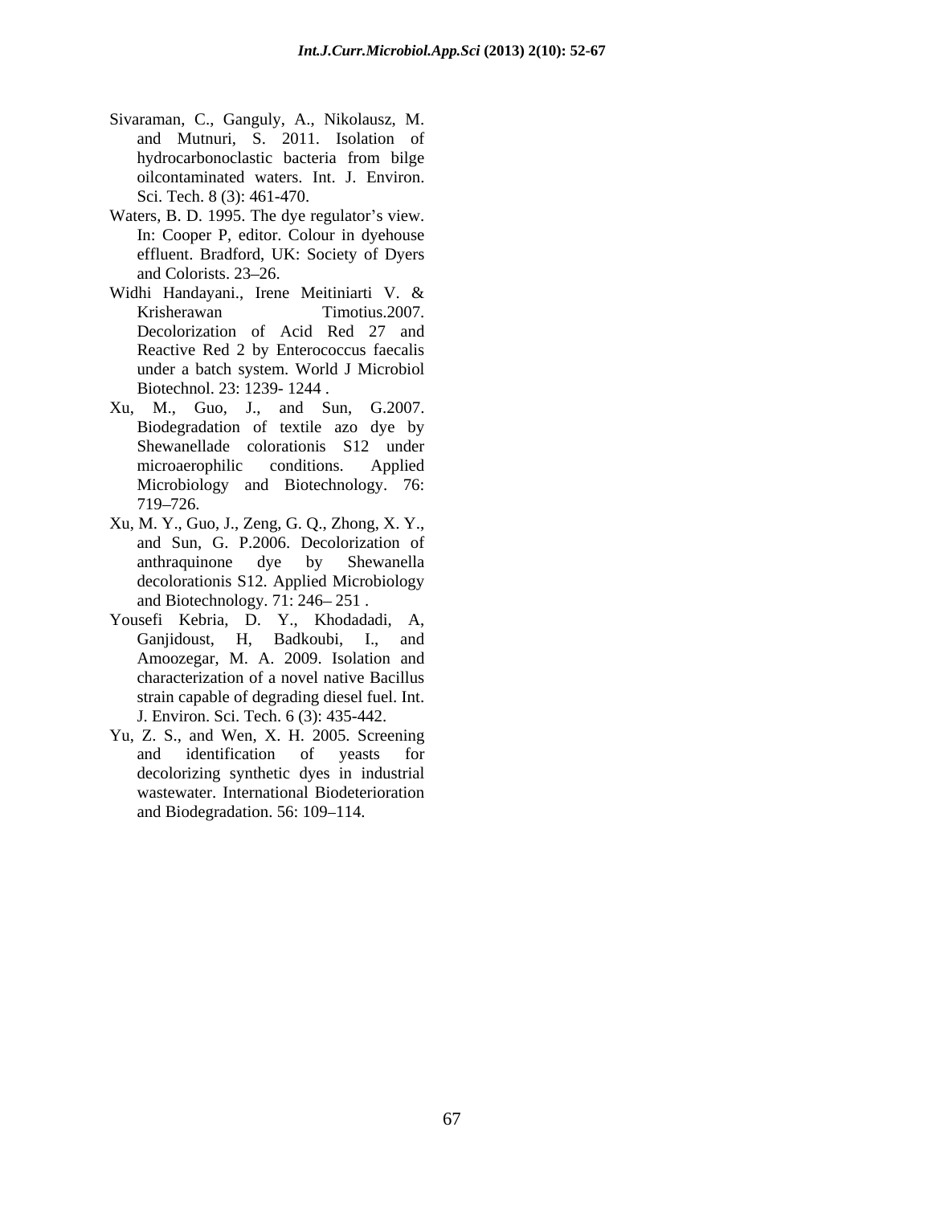Sivaraman, C., Ganguly, A., Nikolausz, M. and Mutnuri, S. 2011. Isolation of hydrocarbonoclastic bacteria from bilge oilcontaminated waters. Int. J. Environ. Sci. Tech. 8 (3): 461-470.

Waters, B. D. 1995. The dye regulator's view. In: Cooper P, editor. Colour in dyehouse effluent. Bradford, UK: Society of Dyers and Colorists. 23–26.

Widhi Handayani., Irene Meitiniarti V. & Krisherawan Timotius.2007. Decolorization of Acid Red 27 and Reactive Red 2 by Enterococcus faecalis under a batch system. World J Microbiol Biotechnol. 23: 1239- 1244 .

Xu, M., Guo, J., and Sun, G.2007. Biodegradation of textile azo dye by Shewanellade colorationis S12 under microaerophilic conditions. Applied Microbiology and Biotechnology. 76: 719–726.

Xu, M. Y., Guo, J., Zeng, G. Q., Zhong, X. Y., and Sun, G. P.2006. Decolorization of anthraquinone dye by Shewanella decolorationis S12. Applied Microbiology and Biotechnology. 71: 246– 251 .

Yousefi Kebria, D. Y., Khodadadi, A, Ganjidoust, H, Badkoubi, I., and Amoozegar, M. A. 2009. Isolation and characterization of a novel native Bacillus strain capable of degrading diesel fuel. Int. J. Environ. Sci. Tech. 6 (3): 435-442.

Yu, Z. S., and Wen, X. H. 2005. Screening and identification of yeasts for decolorizing synthetic dyes in industrial wastewater. International Biodeterioration and Biodegradation. 56: 109–114.